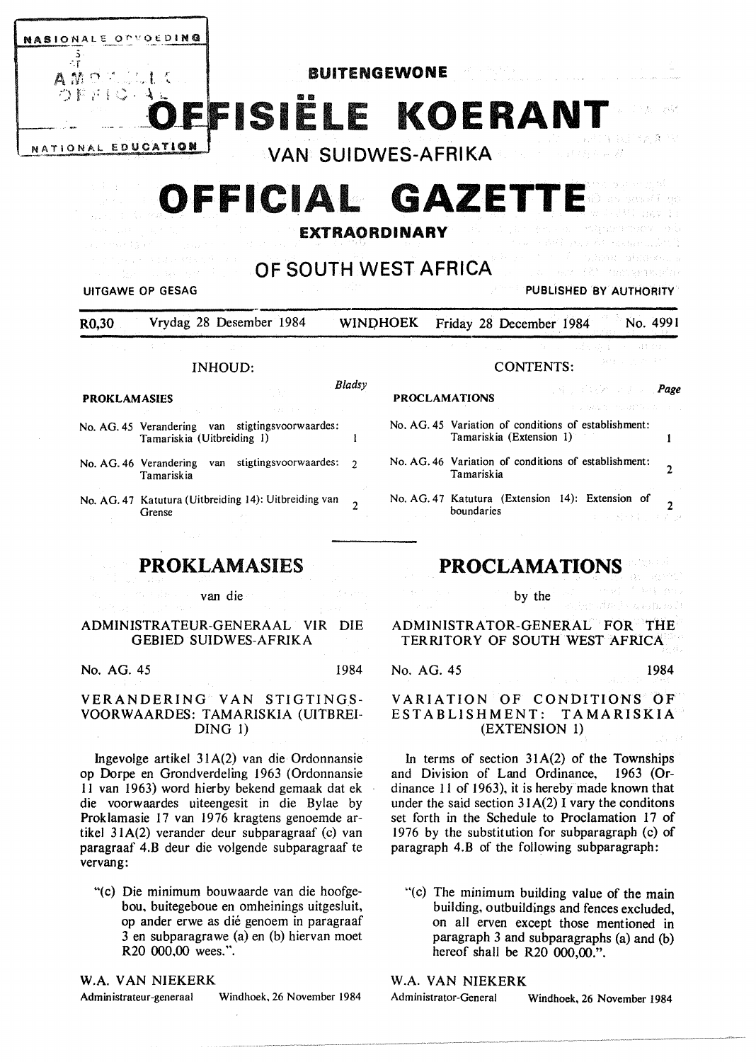# BUITENGEWONE OFFISIËLE KOERANT VAN SUIDWES-AFRIKA

# OFFICIAL GAZETTE EXTRAORDINARY OF SOUTH WEST AFRICA

UITGAWE OP GESAG — PUBLISHED BY AUTHORITY

R0,30 — Vrydag 28 Desember 1984 — WINDHOEK — Friday 28 December 1984 — No. 4991

## INHOUD:

**PROKLAMASIES** — *Bladsy*

| | | |
|---|---|---|
| No. AG. 45 | Verandering van stigtingsvoorwaardes: Tamariskia (Uitbreiding 1) | 1 |
| No. AG. 46 | Verandering van stigtingsvoorwaardes: Tamariskia | 2 |
| No. AG. 47 | Katutura (Uitbreiding 14): Uitbreiding van Grense | 2 |

## CONTENTS:

**PROCLAMATIONS** — *Page*

| | | |
|---|---|---|
| No. AG. 45 | Variation of conditions of establishment: Tamariskia (Extension 1) | 1 |
| No. AG. 46 | Variation of conditions of establishment: Tamariskia | 2 |
| No. AG. 47 | Katutura (Extension 14): Extension of boundaries | 2 |

## PROKLAMASIES

van die

### ADMINISTRATEUR-GENERAAL VIR DIE GEBIED SUIDWES-AFRIKA

No. AG. 45 — 1984

### VERANDERING VAN STIGTINGS-VOORWAARDES: TAMARISKIA (UITBREIDING 1)

Ingevolge artikel 31A(2) van die Ordonnansie op Dorpe en Grondverdeling 1963 (Ordonnansie 11 van 1963) word hierby bekend gemaak dat ek die voorwaardes uiteengesit in die Bylae by Proklamasie 17 van 1976 kragtens genoemde artikel 31A(2) verander deur subparagraaf (c) van paragraaf 4.B deur die volgende subparagraaf te vervang:

"(c) Die minimum bouwaarde van die hoofgebou, buitegeboue en omheinings uitgesluit, op ander erwe as dié genoem in paragraaf 3 en subparagrawe (a) en (b) hiervan moet R20 000,00 wees.".

W.A. VAN NIEKERK
Administrateur-generaal — Windhoek, 26 November 1984

## PROCLAMATIONS

by the

### ADMINISTRATOR-GENERAL FOR THE TERRITORY OF SOUTH WEST AFRICA

No. AG. 45 — 1984

### VARIATION OF CONDITIONS OF ESTABLISHMENT: TAMARISKIA (EXTENSION 1)

In terms of section 31A(2) of the Townships and Division of Land Ordinance, 1963 (Ordinance 11 of 1963), it is hereby made known that under the said section 31A(2) I vary the conditons set forth in the Schedule to Proclamation 17 of 1976 by the substitution for subparagraph (c) of paragraph 4.B of the following subparagraph:

"(c) The minimum building value of the main building, outbuildings and fences excluded, on all erven except those mentioned in paragraph 3 and subparagraphs (a) and (b) hereof shall be R20 000,00.".

W.A. VAN NIEKERK
Administrator-General — Windhoek, 26 November 1984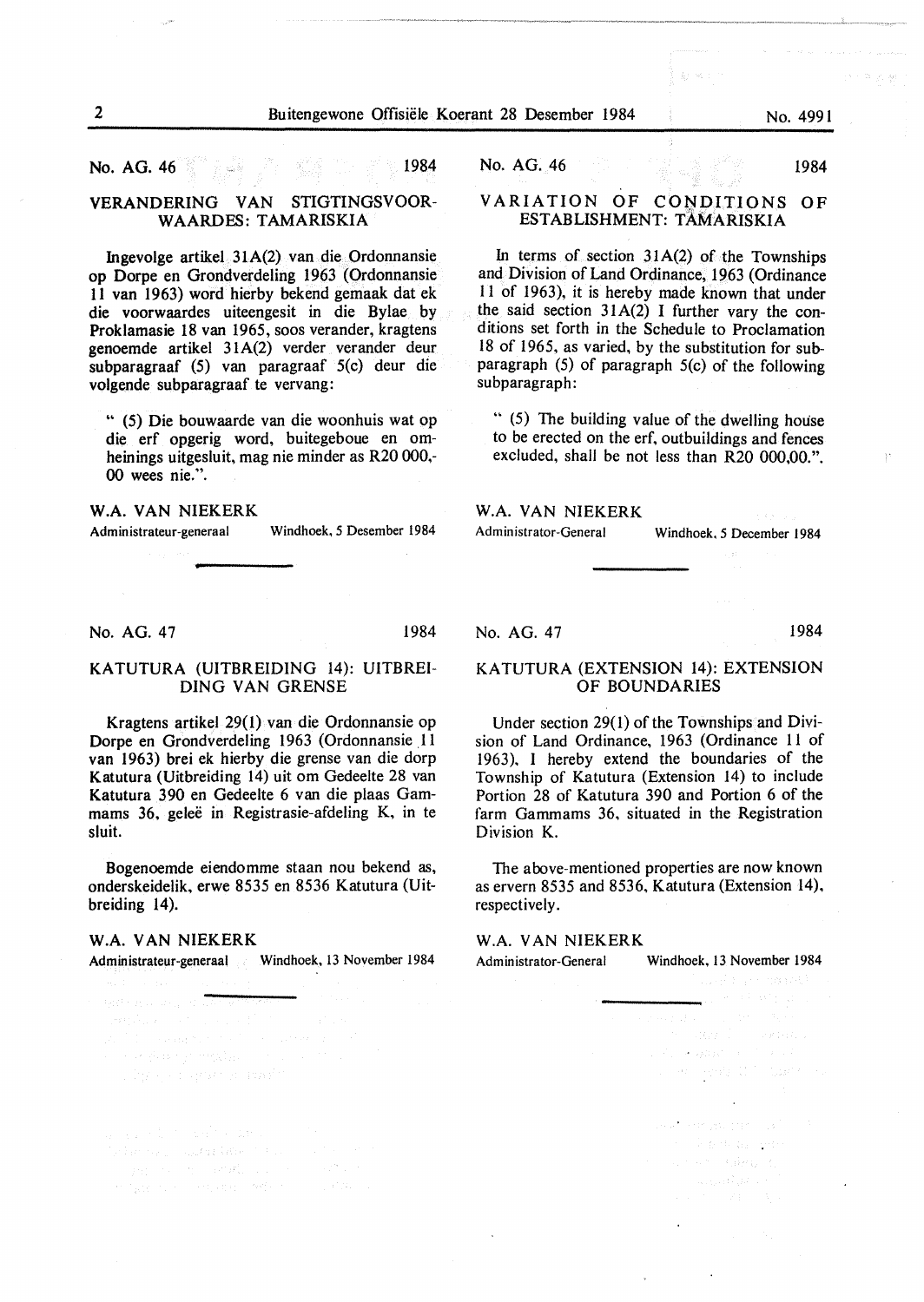No. AG. 46 1984

## VERANDERING VAN STIGTINGSVOORWAARDES: TAMARISKIA

Ingevolge artikel 31A(2) van die Ordonnansie op Dorpe en Grondverdeling 1963 (Ordonnansie 11 van 1963) word hierby bekend gemaak dat ek die voorwaardes uiteengesit in die Bylae by Proklamasie 18 van 1965, soos verander, kragtens genoemde artikel 31A(2) verder verander deur subparagraaf (5) van paragraaf 5(c) deur die volgende subparagraaf te vervang:

" (5) Die bouwaarde van die woonhuis wat op die erf opgerig word, buitegeboue en omheinings uitgesluit, mag nie minder as R20 000,-00 wees nie.".

W.A. VAN NIEKERK

Administrateur-generaal Windhoek, 5 Desember 1984

No. AG. 46 1984

## VARIATION OF CONDITIONS OF ESTABLISHMENT: TAMARISKIA

In terms of section 31A(2) of the Townships and Division of Land Ordinance, 1963 (Ordinance 11 of 1963), it is hereby made known that under the said section 31A(2) I further vary the conditions set forth in the Schedule to Proclamation 18 of 1965, as varied, by the substitution for subparagraph (5) of paragraph 5(c) of the following subparagraph:

" (5) The building value of the dwelling house to be erected on the erf, outbuildings and fences excluded, shall be not less than R20 000,00.".

W.A. VAN NIEKERK

Administrator-General Windhoek, 5 December 1984

No. AG. 47 1984

## KATUTURA (UITBREIDING 14): UITBREIDING VAN GRENSE

Kragtens artikel 29(1) van die Ordonnansie op Dorpe en Grondverdeling 1963 (Ordonnansie 11 van 1963) brei ek hierby die grense van die dorp Katutura (Uitbreiding 14) uit om Gedeelte 28 van Katutura 390 en Gedeelte 6 van die plaas Gammams 36, geleë in Registrasie-afdeling K, in te sluit.

Bogenoemde eiendomme staan nou bekend as, onderskeidelik, erwe 8535 en 8536 Katutura (Uitbreiding 14).

W.A. VAN NIEKERK

Administrateur-generaal Windhoek, 13 November 1984

No. AG. 47 1984

## KATUTURA (EXTENSION 14): EXTENSION OF BOUNDARIES

Under section 29(1) of the Townships and Division of Land Ordinance, 1963 (Ordinance 11 of 1963), I hereby extend the boundaries of the Township of Katutura (Extension 14) to include Portion 28 of Katutura 390 and Portion 6 of the farm Gammams 36, situated in the Registration Division K.

The above-mentioned properties are now known as ervern 8535 and 8536, Katutura (Extension 14), respectively.

W.A. VAN NIEKERK

Administrator-General Windhoek, 13 November 1984